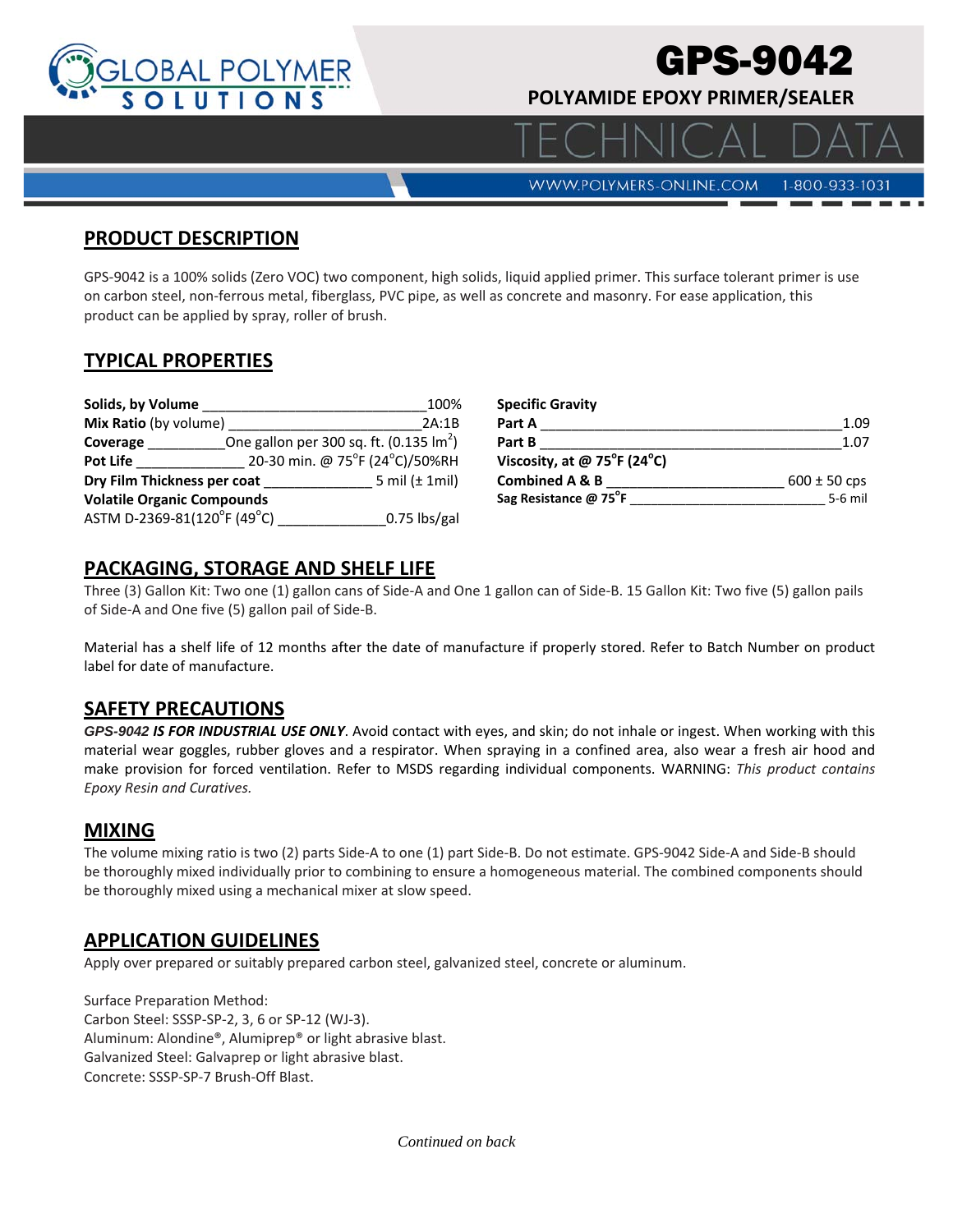# GPS-9042

## POLYAMIDE EPOXY PRIMER/SEALER

TECHNICAL DATA

WWW.POLYMERS-ONLINE.COM 1-800-933-1031

## PRODUCT DESCRIPTION

GPS-9042 is a 100% solids (Zero VOC) two component, high solids, liquid applied primer. This surface tolerant primer is use on carbon steel, non-ferrous metal, fiberglass, PVC pipe, as well as concrete and masonry. For ease application, this product can be applied by spray, roller of brush.

## TYPICAL PROPERTIES

| Property | Value |
|---|---|
| **Solids, by Volume** | 100% |
| **Mix Ratio** (by volume) | 2A:1B |
| **Coverage** | One gallon per 300 sq. ft. (0.135 $lm^2$) |
| **Pot Life** | 20-30 min. @ 75°F (24°C)/50%RH |
| **Dry Film Thickness per coat** | 5 mil (± 1mil) |
| **Volatile Organic Compounds** ASTM D-2369-81(120°F (49°C) | 0.75 lbs/gal |

| Property | Value |
|---|---|
| **Specific Gravity** | |
| **Part A** | 1.09 |
| **Part B** | 1.07 |
| **Viscosity, at @ 75°F (24°C)** | |
| **Combined A & B** | 600 ± 50 cps |
| **Sag Resistance @ 75°F** | 5-6 mil |

## PACKAGING, STORAGE AND SHELF LIFE

Three (3) Gallon Kit: Two one (1) gallon cans of Side-A and One 1 gallon can of Side-B. 15 Gallon Kit: Two five (5) gallon pails of Side-A and One five (5) gallon pail of Side-B.

Material has a shelf life of 12 months after the date of manufacture if properly stored. Refer to Batch Number on product label for date of manufacture.

## SAFETY PRECAUTIONS

***GPS-9042 IS FOR INDUSTRIAL USE ONLY***. Avoid contact with eyes, and skin; do not inhale or ingest. When working with this material wear goggles, rubber gloves and a respirator. When spraying in a confined area, also wear a fresh air hood and make provision for forced ventilation. Refer to MSDS regarding individual components. WARNING: *This product contains Epoxy Resin and Curatives.*

## MIXING

The volume mixing ratio is two (2) parts Side-A to one (1) part Side-B. Do not estimate. GPS-9042 Side-A and Side-B should be thoroughly mixed individually prior to combining to ensure a homogeneous material. The combined components should be thoroughly mixed using a mechanical mixer at slow speed.

## APPLICATION GUIDELINES

Apply over prepared or suitably prepared carbon steel, galvanized steel, concrete or aluminum.

Surface Preparation Method:
Carbon Steel: SSSP-SP-2, 3, 6 or SP-12 (WJ-3).
Aluminum: Alondine®, Alumiprep® or light abrasive blast.
Galvanized Steel: Galvaprep or light abrasive blast.
Concrete: SSSP-SP-7 Brush-Off Blast.

*Continued on back*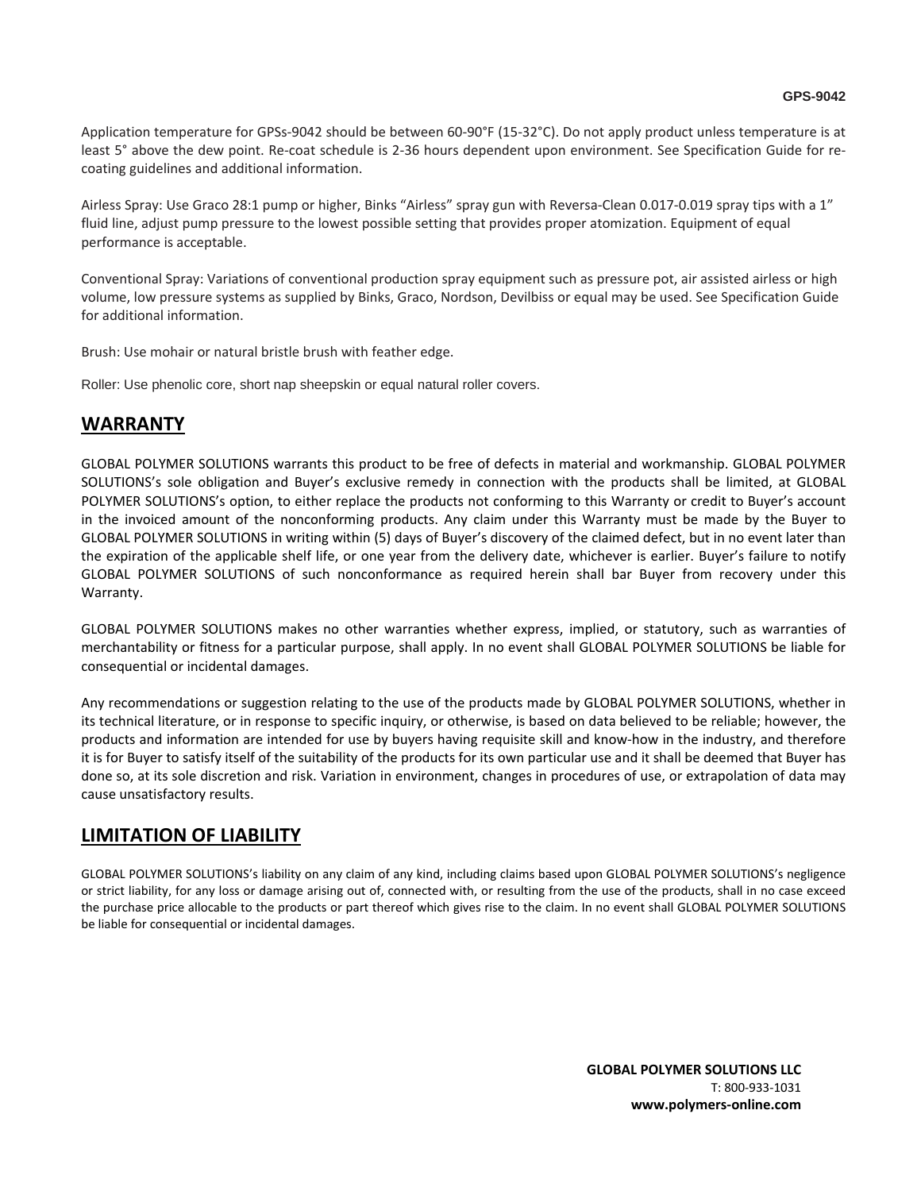Application temperature for GPSs-9042 should be between 60-90°F (15-32°C). Do not apply product unless temperature is at least 5° above the dew point. Re-coat schedule is 2-36 hours dependent upon environment. See Specification Guide for re-coating guidelines and additional information.

Airless Spray: Use Graco 28:1 pump or higher, Binks "Airless" spray gun with Reversa-Clean 0.017-0.019 spray tips with a 1" fluid line, adjust pump pressure to the lowest possible setting that provides proper atomization. Equipment of equal performance is acceptable.

Conventional Spray: Variations of conventional production spray equipment such as pressure pot, air assisted airless or high volume, low pressure systems as supplied by Binks, Graco, Nordson, Devilbiss or equal may be used. See Specification Guide for additional information.

Brush: Use mohair or natural bristle brush with feather edge.

Roller: Use phenolic core, short nap sheepskin or equal natural roller covers.

## WARRANTY

GLOBAL POLYMER SOLUTIONS warrants this product to be free of defects in material and workmanship. GLOBAL POLYMER SOLUTIONS's sole obligation and Buyer's exclusive remedy in connection with the products shall be limited, at GLOBAL POLYMER SOLUTIONS's option, to either replace the products not conforming to this Warranty or credit to Buyer's account in the invoiced amount of the nonconforming products. Any claim under this Warranty must be made by the Buyer to GLOBAL POLYMER SOLUTIONS in writing within (5) days of Buyer's discovery of the claimed defect, but in no event later than the expiration of the applicable shelf life, or one year from the delivery date, whichever is earlier. Buyer's failure to notify GLOBAL POLYMER SOLUTIONS of such nonconformance as required herein shall bar Buyer from recovery under this Warranty.

GLOBAL POLYMER SOLUTIONS makes no other warranties whether express, implied, or statutory, such as warranties of merchantability or fitness for a particular purpose, shall apply. In no event shall GLOBAL POLYMER SOLUTIONS be liable for consequential or incidental damages.

Any recommendations or suggestion relating to the use of the products made by GLOBAL POLYMER SOLUTIONS, whether in its technical literature, or in response to specific inquiry, or otherwise, is based on data believed to be reliable; however, the products and information are intended for use by buyers having requisite skill and know-how in the industry, and therefore it is for Buyer to satisfy itself of the suitability of the products for its own particular use and it shall be deemed that Buyer has done so, at its sole discretion and risk. Variation in environment, changes in procedures of use, or extrapolation of data may cause unsatisfactory results.

## LIMITATION OF LIABILITY

GLOBAL POLYMER SOLUTIONS's liability on any claim of any kind, including claims based upon GLOBAL POLYMER SOLUTIONS's negligence or strict liability, for any loss or damage arising out of, connected with, or resulting from the use of the products, shall in no case exceed the purchase price allocable to the products or part thereof which gives rise to the claim. In no event shall GLOBAL POLYMER SOLUTIONS be liable for consequential or incidental damages.

**GLOBAL POLYMER SOLUTIONS LLC**
T: 800-933-1031
**www.polymers-online.com**